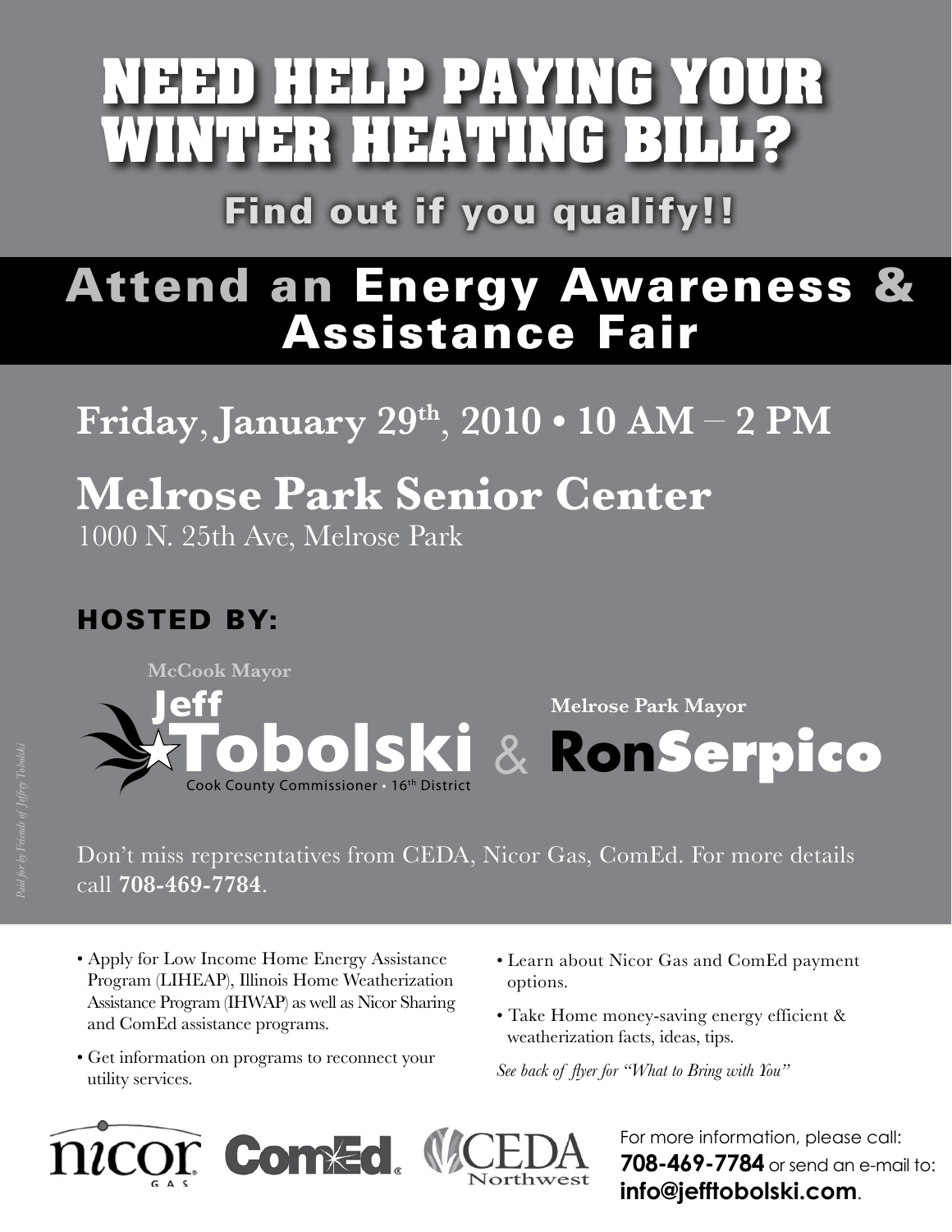# NEED HELP PAYING YOUR WINTER HEATING BILL?

## Find out if you qualify!!

## Attend an Energy Awareness & Assistance Fair

**Friday, January 29th, 2010 • 10 AM – 2 PM**

**Melrose Park Senior Center**

1000 N. 25th Ave, Melrose Park

### HOSTED BY:

McCook Mayor

**Jeff Tobolski**

Cook County Commissioner • 16th District

&

Melrose Park Mayor

**Ron Serpico**

Don't miss representatives from CEDA, Nicor Gas, ComEd. For more details call **708-469-7784**.

*Paid for by Friends of Jeffrey Tobolski*

- Apply for Low Income Home Energy Assistance Program (LIHEAP), Illinois Home Weatherization Assistance Program (IHWAP) as well as Nicor Sharing and ComEd assistance programs.
- Get information on programs to reconnect your utility services.
- Learn about Nicor Gas and ComEd payment options.
- Take Home money-saving energy efficient & weatherization facts, ideas, tips.

*See back of flyer for "What to Bring with You"*

nicor GAS | ComEd. | CEDA Northwest

For more information, please call: **708-469-7784** or send an e-mail to: **info@jefftobolski.com**.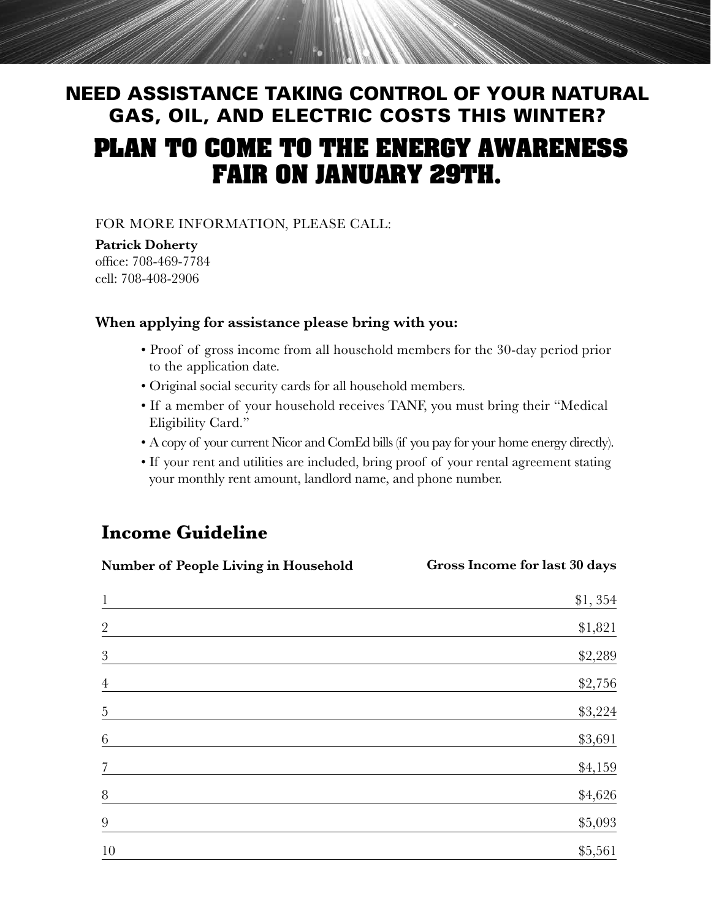## NEED ASSISTANCE TAKING CONTROL OF YOUR NATURAL GAS, OIL, AND ELECTRIC COSTS THIS WINTER?

# PLAN TO COME TO THE ENERGY AWARENESS FAIR ON JANUARY 29TH.

FOR MORE INFORMATION, PLEASE CALL:

**Patrick Doherty**
office: 708-469-7784
cell: 708-408-2906

**When applying for assistance please bring with you:**

- Proof of gross income from all household members for the 30-day period prior to the application date.
- Original social security cards for all household members.
- If a member of your household receives TANF, you must bring their "Medical Eligibility Card."
- A copy of your current Nicor and ComEd bills (if you pay for your home energy directly).
- If your rent and utilities are included, bring proof of your rental agreement stating your monthly rent amount, landlord name, and phone number.

## Income Guideline

| Number of People Living in Household | Gross Income for last 30 days |
|---|---|
| 1 | $1, 354 |
| 2 | $1,821 |
| 3 | $2,289 |
| 4 | $2,756 |
| 5 | $3,224 |
| 6 | $3,691 |
| 7 | $4,159 |
| 8 | $4,626 |
| 9 | $5,093 |
| 10 | $5,561 |